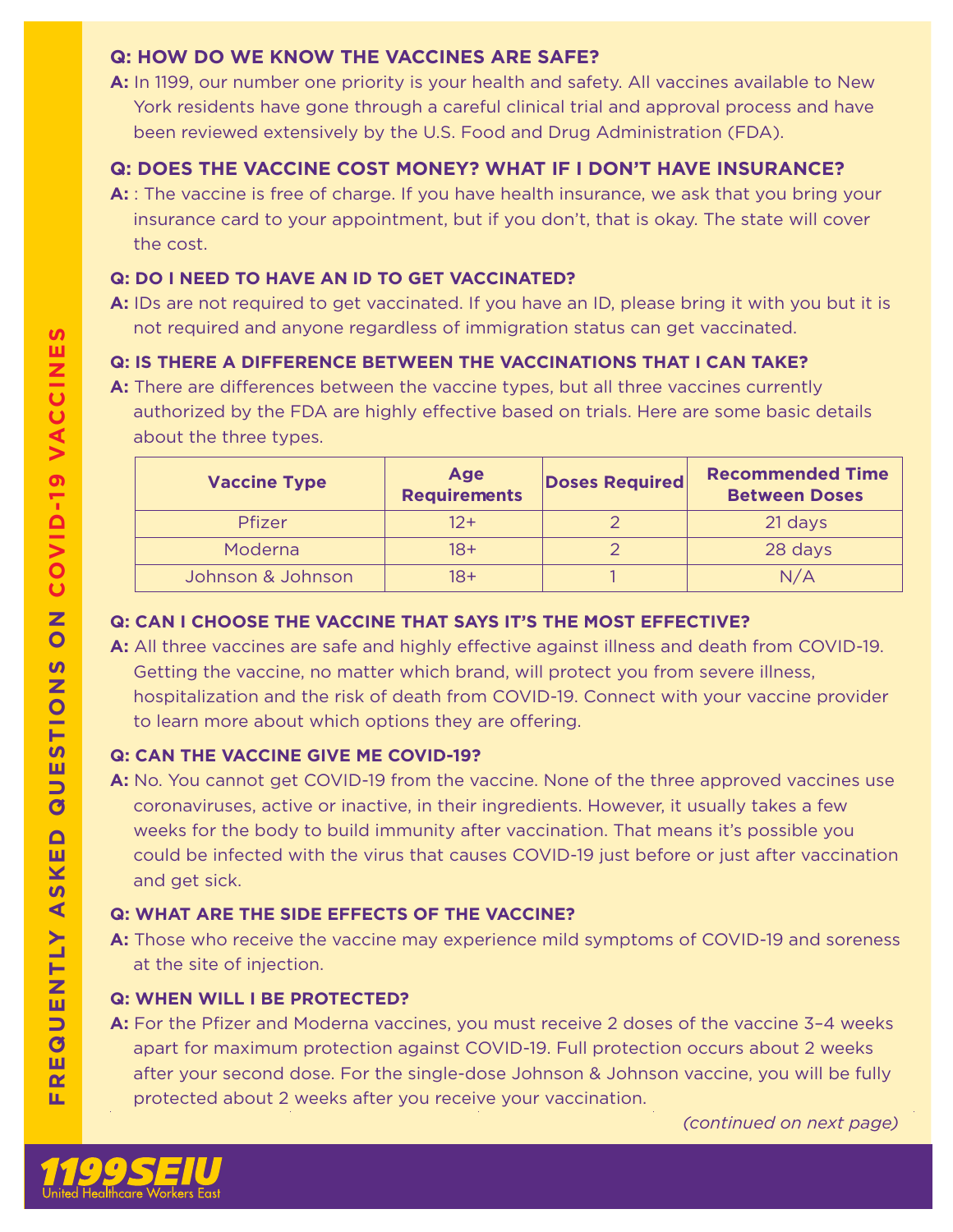# FREQUENTLY ASKED QUESTIONS ON COVID-19 VACCINES

**Q: HOW DO WE KNOW THE VACCINES ARE SAFE?**

**A:** In 1199, our number one priority is your health and safety. All vaccines available to New York residents have gone through a careful clinical trial and approval process and have been reviewed extensively by the U.S. Food and Drug Administration (FDA).

**Q: DOES THE VACCINE COST MONEY? WHAT IF I DON'T HAVE INSURANCE?**

**A:** : The vaccine is free of charge. If you have health insurance, we ask that you bring your insurance card to your appointment, but if you don't, that is okay. The state will cover the cost.

**Q: DO I NEED TO HAVE AN ID TO GET VACCINATED?**

**A:** IDs are not required to get vaccinated. If you have an ID, please bring it with you but it is not required and anyone regardless of immigration status can get vaccinated.

**Q: IS THERE A DIFFERENCE BETWEEN THE VACCINATIONS THAT I CAN TAKE?**

**A:** There are differences between the vaccine types, but all three vaccines currently authorized by the FDA are highly effective based on trials. Here are some basic details about the three types.

| Vaccine Type | Age Requirements | Doses Required | Recommended Time Between Doses |
|---|---|---|---|
| Pfizer | 12+ | 2 | 21 days |
| Moderna | 18+ | 2 | 28 days |
| Johnson & Johnson | 18+ | 1 | N/A |

**Q: CAN I CHOOSE THE VACCINE THAT SAYS IT'S THE MOST EFFECTIVE?**

**A:** All three vaccines are safe and highly effective against illness and death from COVID-19. Getting the vaccine, no matter which brand, will protect you from severe illness, hospitalization and the risk of death from COVID-19. Connect with your vaccine provider to learn more about which options they are offering.

**Q: CAN THE VACCINE GIVE ME COVID-19?**

**A:** No. You cannot get COVID-19 from the vaccine. None of the three approved vaccines use coronaviruses, active or inactive, in their ingredients. However, it usually takes a few weeks for the body to build immunity after vaccination. That means it's possible you could be infected with the virus that causes COVID-19 just before or just after vaccination and get sick.

**Q: WHAT ARE THE SIDE EFFECTS OF THE VACCINE?**

**A:** Those who receive the vaccine may experience mild symptoms of COVID-19 and soreness at the site of injection.

**Q: WHEN WILL I BE PROTECTED?**

**A:** For the Pfizer and Moderna vaccines, you must receive 2 doses of the vaccine 3–4 weeks apart for maximum protection against COVID-19. Full protection occurs about 2 weeks after your second dose. For the single-dose Johnson & Johnson vaccine, you will be fully protected about 2 weeks after you receive your vaccination.

*(continued on next page)*

**1199SEIU**
United Healthcare Workers East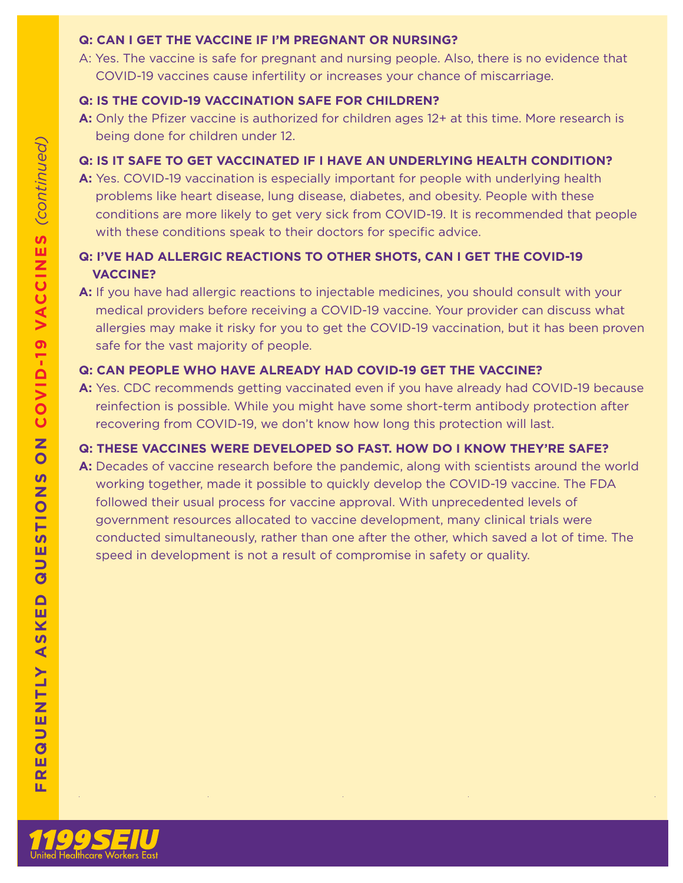**Q: CAN I GET THE VACCINE IF I'M PREGNANT OR NURSING?**

A: Yes. The vaccine is safe for pregnant and nursing people. Also, there is no evidence that COVID-19 vaccines cause infertility or increases your chance of miscarriage.

**Q: IS THE COVID-19 VACCINATION SAFE FOR CHILDREN?**

**A:** Only the Pfizer vaccine is authorized for children ages 12+ at this time. More research is being done for children under 12.

**Q: IS IT SAFE TO GET VACCINATED IF I HAVE AN UNDERLYING HEALTH CONDITION?**

**A:** Yes. COVID-19 vaccination is especially important for people with underlying health problems like heart disease, lung disease, diabetes, and obesity. People with these conditions are more likely to get very sick from COVID-19. It is recommended that people with these conditions speak to their doctors for specific advice.

**Q: I'VE HAD ALLERGIC REACTIONS TO OTHER SHOTS, CAN I GET THE COVID-19 VACCINE?**

**A:** If you have had allergic reactions to injectable medicines, you should consult with your medical providers before receiving a COVID-19 vaccine. Your provider can discuss what allergies may make it risky for you to get the COVID-19 vaccination, but it has been proven safe for the vast majority of people.

**Q: CAN PEOPLE WHO HAVE ALREADY HAD COVID-19 GET THE VACCINE?**

**A:** Yes. CDC recommends getting vaccinated even if you have already had COVID-19 because reinfection is possible. While you might have some short-term antibody protection after recovering from COVID-19, we don't know how long this protection will last.

**Q: THESE VACCINES WERE DEVELOPED SO FAST. HOW DO I KNOW THEY'RE SAFE?**

**A:** Decades of vaccine research before the pandemic, along with scientists around the world working together, made it possible to quickly develop the COVID-19 vaccine. The FDA followed their usual process for vaccine approval. With unprecedented levels of government resources allocated to vaccine development, many clinical trials were conducted simultaneously, rather than one after the other, which saved a lot of time. The speed in development is not a result of compromise in safety or quality.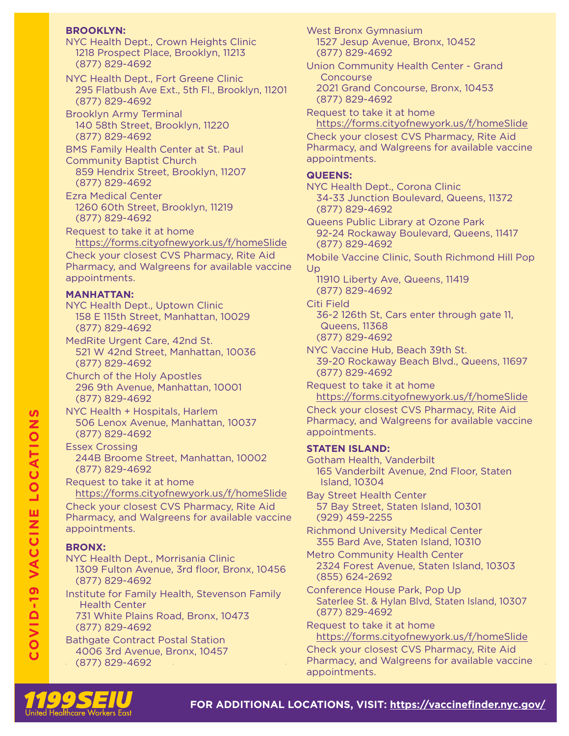## BROOKLYN:

NYC Health Dept., Crown Heights Clinic
1218 Prospect Place, Brooklyn, 11213
(877) 829-4692

NYC Health Dept., Fort Greene Clinic
295 Flatbush Ave Ext., 5th Fl., Brooklyn, 11201
(877) 829-4692

Brooklyn Army Terminal
140 58th Street, Brooklyn, 11220
(877) 829-4692

BMS Family Health Center at St. Paul Community Baptist Church
859 Hendrix Street, Brooklyn, 11207
(877) 829-4692

Ezra Medical Center
1260 60th Street, Brooklyn, 11219
(877) 829-4692

Request to take it at home
https://forms.cityofnewyork.us/f/homeSlide

Check your closest CVS Pharmacy, Rite Aid Pharmacy, and Walgreens for available vaccine appointments.

## MANHATTAN:

NYC Health Dept., Uptown Clinic
158 E 115th Street, Manhattan, 10029
(877) 829-4692

MedRite Urgent Care, 42nd St.
521 W 42nd Street, Manhattan, 10036
(877) 829-4692

Church of the Holy Apostles
296 9th Avenue, Manhattan, 10001
(877) 829-4692

NYC Health + Hospitals, Harlem
506 Lenox Avenue, Manhattan, 10037
(877) 829-4692

Essex Crossing
244B Broome Street, Manhattan, 10002
(877) 829-4692

Request to take it at home
https://forms.cityofnewyork.us/f/homeSlide

Check your closest CVS Pharmacy, Rite Aid Pharmacy, and Walgreens for available vaccine appointments.

## BRONX:

NYC Health Dept., Morrisania Clinic
1309 Fulton Avenue, 3rd floor, Bronx, 10456
(877) 829-4692

Institute for Family Health, Stevenson Family Health Center
731 White Plains Road, Bronx, 10473
(877) 829-4692

Bathgate Contract Postal Station
4006 3rd Avenue, Bronx, 10457
(877) 829-4692

West Bronx Gymnasium
1527 Jesup Avenue, Bronx, 10452
(877) 829-4692

Union Community Health Center - Grand Concourse
2021 Grand Concourse, Bronx, 10453
(877) 829-4692

Request to take it at home
https://forms.cityofnewyork.us/f/homeSlide

Check your closest CVS Pharmacy, Rite Aid Pharmacy, and Walgreens for available vaccine appointments.

## QUEENS:

NYC Health Dept., Corona Clinic
34-33 Junction Boulevard, Queens, 11372
(877) 829-4692

Queens Public Library at Ozone Park
92-24 Rockaway Boulevard, Queens, 11417
(877) 829-4692

Mobile Vaccine Clinic, South Richmond Hill Pop Up
11910 Liberty Ave, Queens, 11419
(877) 829-4692

Citi Field
36-2 126th St, Cars enter through gate 11, Queens, 11368
(877) 829-4692

NYC Vaccine Hub, Beach 39th St.
39-20 Rockaway Beach Blvd., Queens, 11697
(877) 829-4692

Request to take it at home
https://forms.cityofnewyork.us/f/homeSlide

Check your closest CVS Pharmacy, Rite Aid Pharmacy, and Walgreens for available vaccine appointments.

## STATEN ISLAND:

Gotham Health, Vanderbilt
165 Vanderbilt Avenue, 2nd Floor, Staten Island, 10304

Bay Street Health Center
57 Bay Street, Staten Island, 10301
(929) 459-2255

Richmond University Medical Center
355 Bard Ave, Staten Island, 10310

Metro Community Health Center
2324 Forest Avenue, Staten Island, 10303
(855) 624-2692

Conference House Park, Pop Up
Saterlee St. & Hylan Blvd, Staten Island, 10307
(877) 829-4692

Request to take it at home
https://forms.cityofnewyork.us/f/homeSlide

Check your closest CVS Pharmacy, Rite Aid Pharmacy, and Walgreens for available vaccine appointments.

COVID-19 VACCINE LOCATIONS

1199SEIU United Healthcare Workers East

**FOR ADDITIONAL LOCATIONS, VISIT: https://vaccinefinder.nyc.gov/**